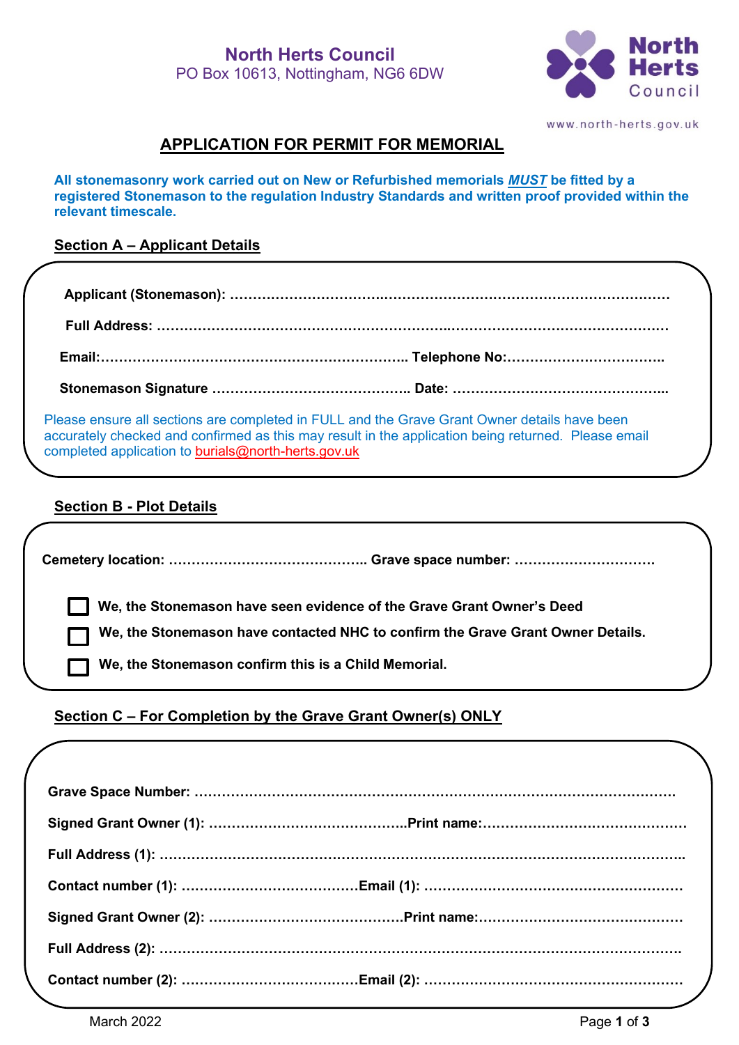**North Herts Council**
PO Box 10613, Nottingham, NG6 6DW

www.north-herts.gov.uk

# APPLICATION FOR PERMIT FOR MEMORIAL

**All stonemasonry work carried out on New or Refurbished memorials *MUST* be fitted by a registered Stonemason to the regulation Industry Standards and written proof provided within the relevant timescale.**

## Section A – Applicant Details

**Applicant (Stonemason):** ……………………………………………………………………………………

**Full Address:** ……………………………………………………………………………………………

**Email:**……………………………………………………………… **Telephone No:**……………………………….

**Stonemason Signature** …………………………………….. **Date:** ………………………………………...

Please ensure all sections are completed in FULL and the Grave Grant Owner details have been accurately checked and confirmed as this may result in the application being returned. Please email completed application to burials@north-herts.gov.uk

## Section B - Plot Details

**Cemetery location:** …………………………………….. **Grave space number:** …………………………

☐ **We, the Stonemason have seen evidence of the Grave Grant Owner's Deed**

☐ **We, the Stonemason have contacted NHC to confirm the Grave Grant Owner Details.**

☐ **We, the Stonemason confirm this is a Child Memorial.**

## Section C – For Completion by the Grave Grant Owner(s) ONLY

**Grave Space Number:** ……………………………………………………………………………………

**Signed Grant Owner (1):** ……………………………………..**Print name:**………………………………………

**Full Address (1):** ……………………………………………………………………………………………..

**Contact number (1):** …………………………………**Email (1):** …………………………………………………

**Signed Grant Owner (2):** ……………………………………**Print name:**………………………………………

**Full Address (2):** ……………………………………………………………………………………………

**Contact number (2):** …………………………………**Email (2):** …………………………………………………

March 2022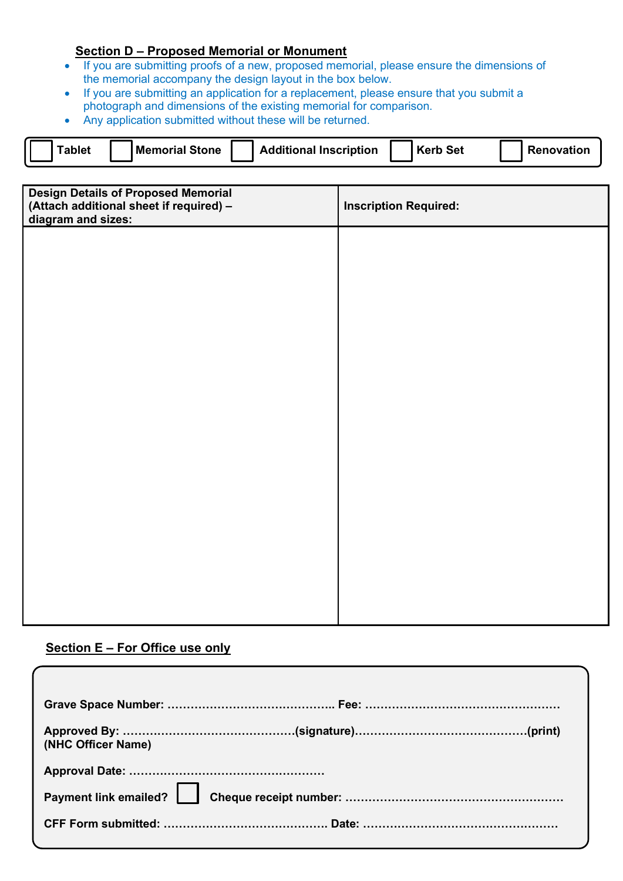## Section D – Proposed Memorial or Monument

- If you are submitting proofs of a new, proposed memorial, please ensure the dimensions of the memorial accompany the design layout in the box below.
- If you are submitting an application for a replacement, please ensure that you submit a photograph and dimensions of the existing memorial for comparison.
- Any application submitted without these will be returned.

☐ **Tablet** ☐ **Memorial Stone** ☐ **Additional Inscription** ☐ **Kerb Set** ☐ **Renovation**

| Design Details of Proposed Memorial (Attach additional sheet if required) – diagram and sizes: | Inscription Required: |
|---|---|
| | |

## Section E – For Office use only

**Grave Space Number:** …………………………………….. **Fee:** ……………………………………………

**Approved By:** ……………………………………..(signature)……………………………………..(print) **(NHC Officer Name)**

**Approval Date:** ……………………………………………

**Payment link emailed?** ☐ **Cheque receipt number:** …………………………………………………

**CFF Form submitted:** …………………………………… **Date:** ……………………………………………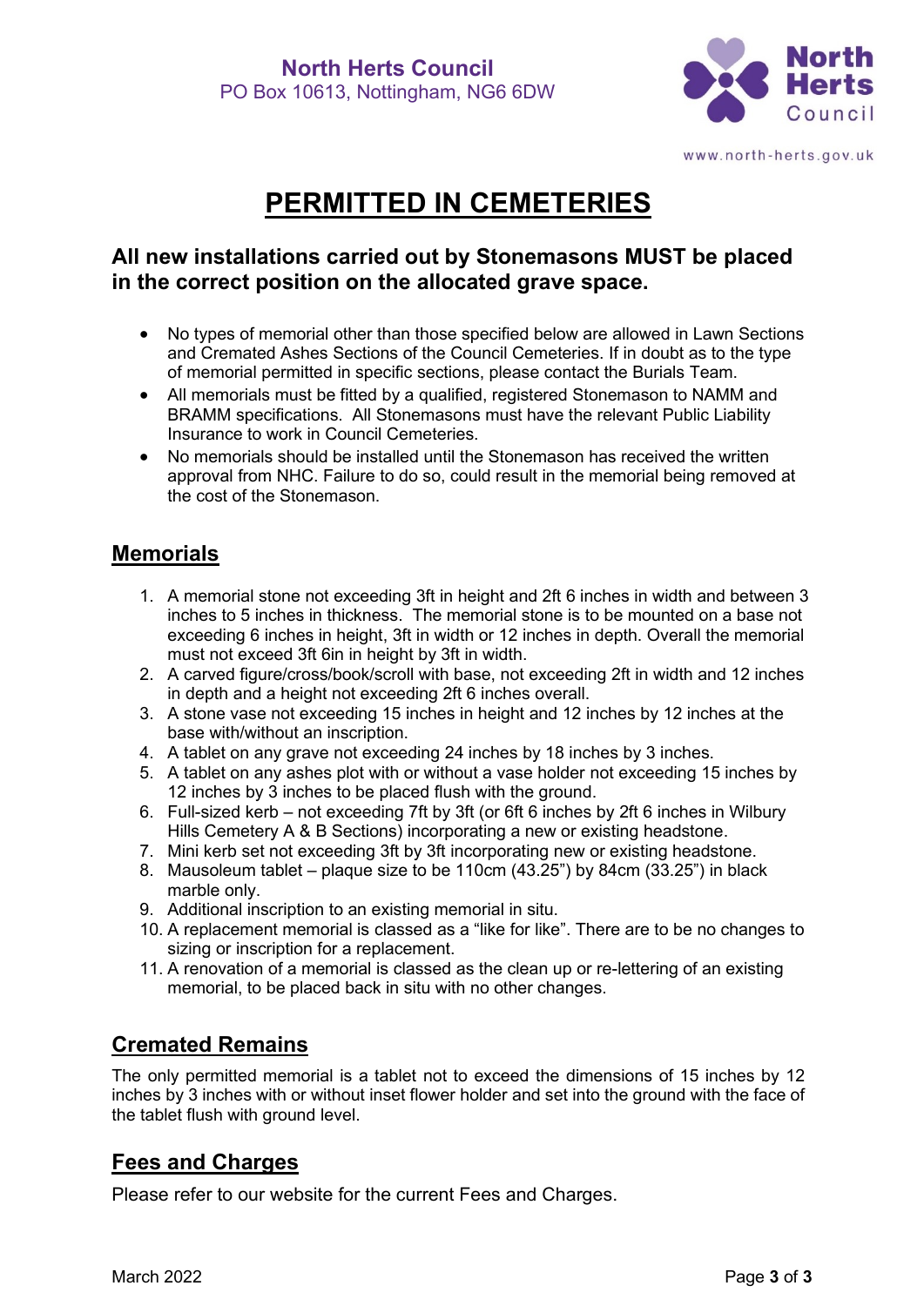North Herts Council
PO Box 10613, Nottingham, NG6 6DW

www.north-herts.gov.uk

# PERMITTED IN CEMETERIES

## All new installations carried out by Stonemasons MUST be placed in the correct position on the allocated grave space.

- No types of memorial other than those specified below are allowed in Lawn Sections and Cremated Ashes Sections of the Council Cemeteries. If in doubt as to the type of memorial permitted in specific sections, please contact the Burials Team.
- All memorials must be fitted by a qualified, registered Stonemason to NAMM and BRAMM specifications. All Stonemasons must have the relevant Public Liability Insurance to work in Council Cemeteries.
- No memorials should be installed until the Stonemason has received the written approval from NHC. Failure to do so, could result in the memorial being removed at the cost of the Stonemason.

## Memorials

1. A memorial stone not exceeding 3ft in height and 2ft 6 inches in width and between 3 inches to 5 inches in thickness. The memorial stone is to be mounted on a base not exceeding 6 inches in height, 3ft in width or 12 inches in depth. Overall the memorial must not exceed 3ft 6in in height by 3ft in width.
2. A carved figure/cross/book/scroll with base, not exceeding 2ft in width and 12 inches in depth and a height not exceeding 2ft 6 inches overall.
3. A stone vase not exceeding 15 inches in height and 12 inches by 12 inches at the base with/without an inscription.
4. A tablet on any grave not exceeding 24 inches by 18 inches by 3 inches.
5. A tablet on any ashes plot with or without a vase holder not exceeding 15 inches by 12 inches by 3 inches to be placed flush with the ground.
6. Full-sized kerb – not exceeding 7ft by 3ft (or 6ft 6 inches by 2ft 6 inches in Wilbury Hills Cemetery A & B Sections) incorporating a new or existing headstone.
7. Mini kerb set not exceeding 3ft by 3ft incorporating new or existing headstone.
8. Mausoleum tablet – plaque size to be 110cm (43.25") by 84cm (33.25") in black marble only.
9. Additional inscription to an existing memorial in situ.
10. A replacement memorial is classed as a "like for like". There are to be no changes to sizing or inscription for a replacement.
11. A renovation of a memorial is classed as the clean up or re-lettering of an existing memorial, to be placed back in situ with no other changes.

## Cremated Remains

The only permitted memorial is a tablet not to exceed the dimensions of 15 inches by 12 inches by 3 inches with or without inset flower holder and set into the ground with the face of the tablet flush with ground level.

## Fees and Charges

Please refer to our website for the current Fees and Charges.

March 2022